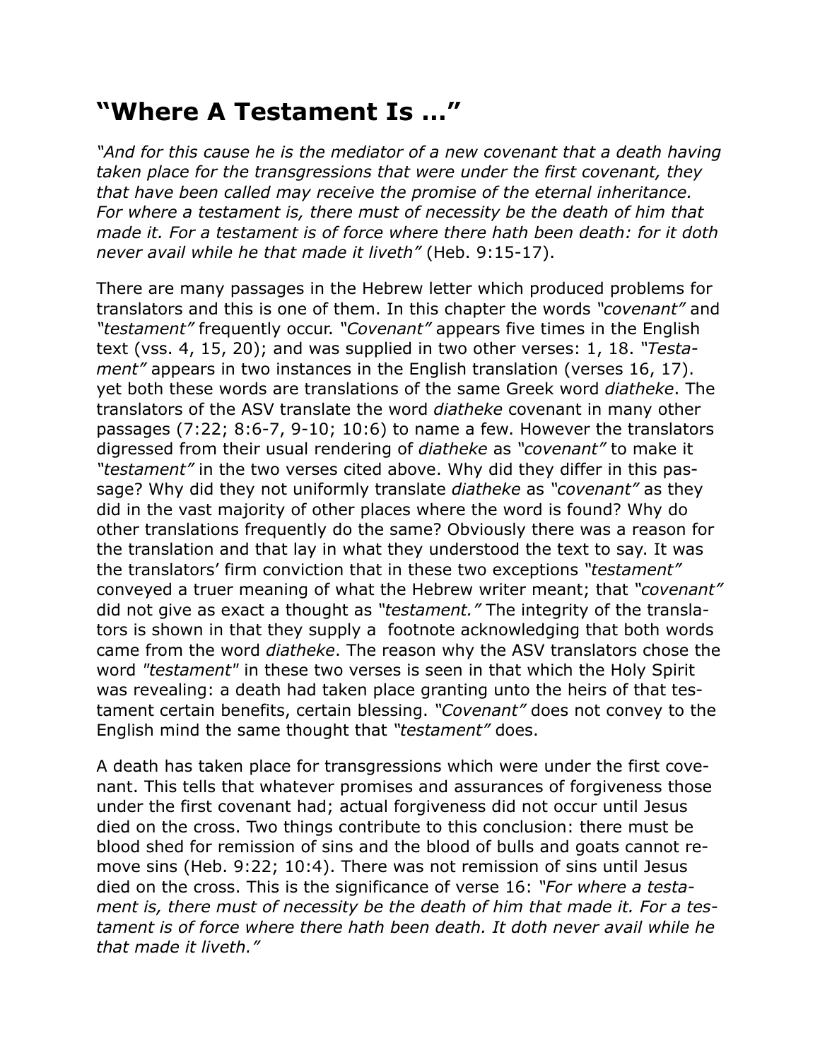# "Where A Testament Is …"

*"And for this cause he is the mediator of a new covenant that a death having taken place for the transgressions that were under the first covenant, they that have been called may receive the promise of the eternal inheritance. For where a testament is, there must of necessity be the death of him that made it. For a testament is of force where there hath been death: for it doth never avail while he that made it liveth"* (Heb. 9:15-17).

There are many passages in the Hebrew letter which produced problems for translators and this is one of them. In this chapter the words *"covenant"* and *"testament"* frequently occur. *"Covenant"* appears five times in the English text (vss. 4, 15, 20); and was supplied in two other verses: 1, 18. *"Testament"* appears in two instances in the English translation (verses 16, 17). yet both these words are translations of the same Greek word *diatheke*. The translators of the ASV translate the word *diatheke* covenant in many other passages (7:22; 8:6-7, 9-10; 10:6) to name a few. However the translators digressed from their usual rendering of *diatheke* as *"covenant"* to make it *"testament"* in the two verses cited above. Why did they differ in this passage? Why did they not uniformly translate *diatheke* as *"covenant"* as they did in the vast majority of other places where the word is found? Why do other translations frequently do the same? Obviously there was a reason for the translation and that lay in what they understood the text to say. It was the translators' firm conviction that in these two exceptions *"testament"* conveyed a truer meaning of what the Hebrew writer meant; that *"covenant"* did not give as exact a thought as *"testament."* The integrity of the translators is shown in that they supply a footnote acknowledging that both words came from the word *diatheke*. The reason why the ASV translators chose the word *"testament"* in these two verses is seen in that which the Holy Spirit was revealing: a death had taken place granting unto the heirs of that testament certain benefits, certain blessing. *"Covenant"* does not convey to the English mind the same thought that *"testament"* does.

A death has taken place for transgressions which were under the first covenant. This tells that whatever promises and assurances of forgiveness those under the first covenant had; actual forgiveness did not occur until Jesus died on the cross. Two things contribute to this conclusion: there must be blood shed for remission of sins and the blood of bulls and goats cannot remove sins (Heb. 9:22; 10:4). There was not remission of sins until Jesus died on the cross. This is the significance of verse 16: *"For where a testament is, there must of necessity be the death of him that made it. For a testament is of force where there hath been death. It doth never avail while he that made it liveth."*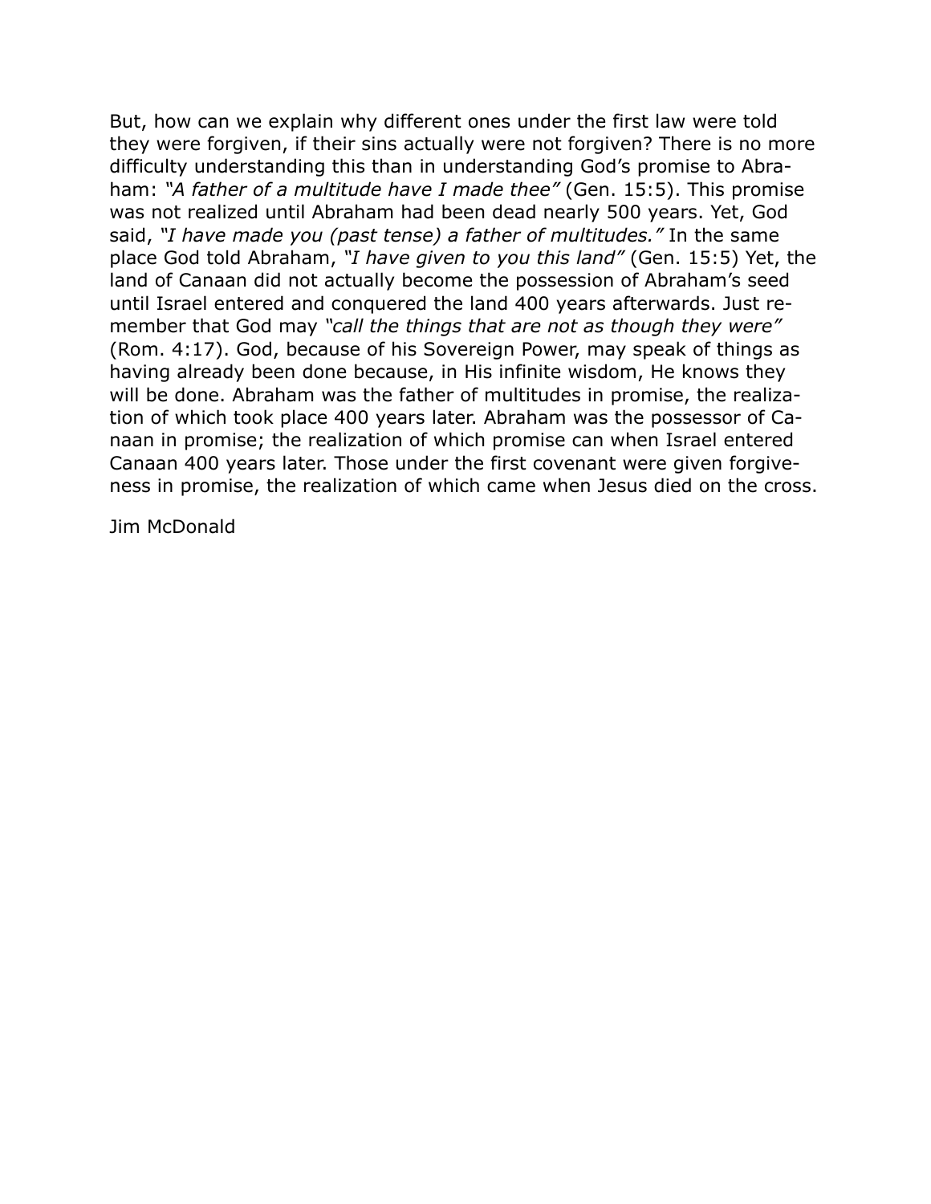But, how can we explain why different ones under the first law were told they were forgiven, if their sins actually were not forgiven? There is no more difficulty understanding this than in understanding God's promise to Abraham: *"A father of a multitude have I made thee"* (Gen. 15:5). This promise was not realized until Abraham had been dead nearly 500 years. Yet, God said, *"I have made you (past tense) a father of multitudes."* In the same place God told Abraham, *"I have given to you this land"* (Gen. 15:5) Yet, the land of Canaan did not actually become the possession of Abraham's seed until Israel entered and conquered the land 400 years afterwards. Just remember that God may *"call the things that are not as though they were"* (Rom. 4:17). God, because of his Sovereign Power, may speak of things as having already been done because, in His infinite wisdom, He knows they will be done. Abraham was the father of multitudes in promise, the realization of which took place 400 years later. Abraham was the possessor of Canaan in promise; the realization of which promise can when Israel entered Canaan 400 years later. Those under the first covenant were given forgiveness in promise, the realization of which came when Jesus died on the cross.

Jim McDonald